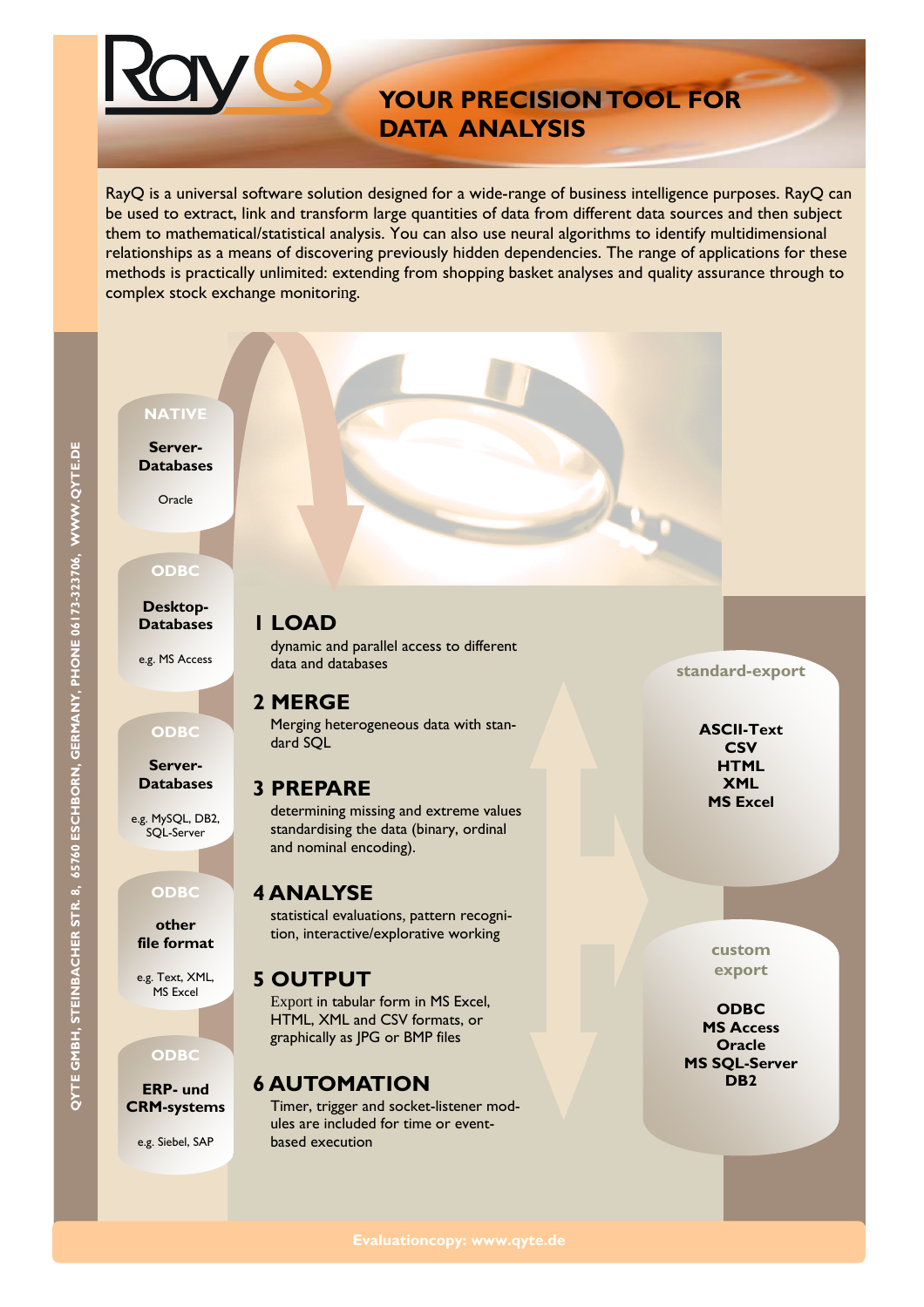# YOUR PRECISION TOOL FOR DATA ANALYSIS

RayQ is a universal software solution designed for a wide-range of business intelligence purposes. RayQ can be used to extract, link and transform large quantities of data from different data sources and then subject them to mathematical/statistical analysis. You can also use neural algorithms to identify multidimensional relationships as a means of discovering previously hidden dependencies. The range of applications for these methods is practically unlimited: extending from shopping basket analyses and quality assurance through to complex stock exchange monitoring.

**NATIVE**
**Server-Databases**
Oracle

**ODBC**
**Desktop-Databases**
e.g. MS Access

**ODBC**
**Server-Databases**
e.g. MySQL, DB2, SQL-Server

**ODBC**
**other file format**
e.g. Text, XML, MS Excel

**ODBC**
**ERP- und CRM-systems**
e.g. Siebel, SAP

## 1 LOAD

dynamic and parallel access to different data and databases

## 2 MERGE

Merging heterogeneous data with standard SQL

## 3 PREPARE

determining missing and extreme values standardising the data (binary, ordinal and nominal encoding).

## 4 ANALYSE

statistical evaluations, pattern recognition, interactive/explorative working

## 5 OUTPUT

Export in tabular form in MS Excel, HTML, XML and CSV formats, or graphically as JPG or BMP files

## 6 AUTOMATION

Timer, trigger and socket-listener modules are included for time or event-based execution

**standard-export**
**ASCII-Text**
**CSV**
**HTML**
**XML**
**MS Excel**

**custom export**
**ODBC**
**MS Access**
**Oracle**
**MS SQL-Server**
**DB2**

QYTE GMBH, STEINBACHER STR. 8, 65760 ESCHBORN, GERMANY, PHONE 06173-323706, WWW.QYTE.DE

Evaluationcopy: www.qyte.de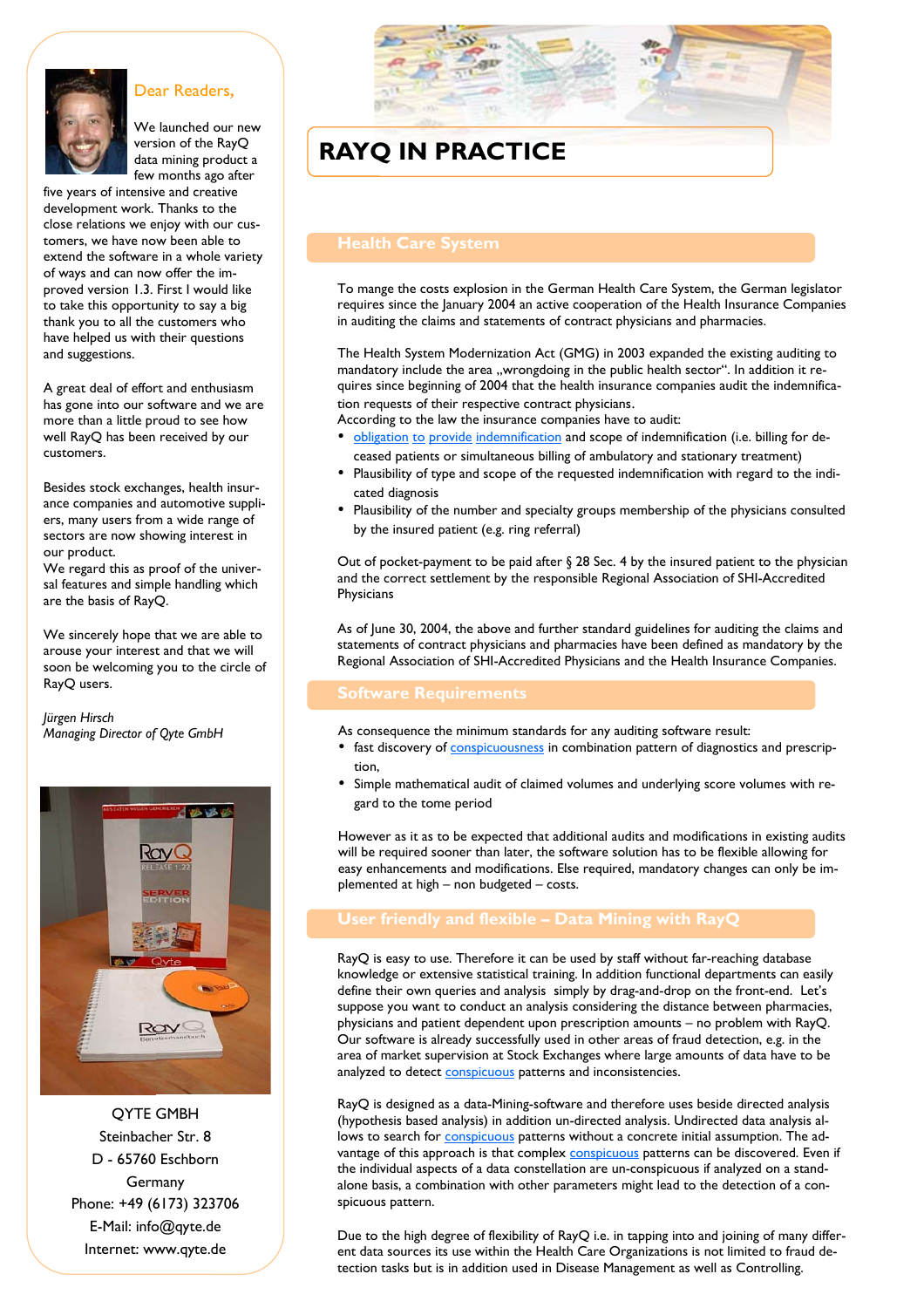## Dear Readers,

We launched our new version of the RayQ data mining product a few months ago after five years of intensive and creative development work. Thanks to the close relations we enjoy with our customers, we have now been able to extend the software in a whole variety of ways and can now offer the improved version 1.3. First I would like to take this opportunity to say a big thank you to all the customers who have helped us with their questions and suggestions.

A great deal of effort and enthusiasm has gone into our software and we are more than a little proud to see how well RayQ has been received by our customers.

Besides stock exchanges, health insurance companies and automotive suppliers, many users from a wide range of sectors are now showing interest in our product.
We regard this as proof of the universal features and simple handling which are the basis of RayQ.

We sincerely hope that we are able to arouse your interest and that we will soon be welcoming you to the circle of RayQ users.

*Jürgen Hirsch*
*Managing Director of Qyte GmbH*

QYTE GMBH
Steinbacher Str. 8
D - 65760 Eschborn
Germany
Phone: +49 (6173) 323706
E-Mail: info@qyte.de
Internet: www.qyte.de

# RAYQ IN PRACTICE

## Health Care System

To mange the costs explosion in the German Health Care System, the German legislator requires since the January 2004 an active cooperation of the Health Insurance Companies in auditing the claims and statements of contract physicians and pharmacies.

The Health System Modernization Act (GMG) in 2003 expanded the existing auditing to mandatory include the area „wrongdoing in the public health sector“. In addition it requires since beginning of 2004 that the health insurance companies audit the indemnification requests of their respective contract physicians.
According to the law the insurance companies have to audit:

- obligation to provide indemnification and scope of indemnification (i.e. billing for deceased patients or simultaneous billing of ambulatory and stationary treatment)
- Plausibility of type and scope of the requested indemnification with regard to the indicated diagnosis
- Plausibility of the number and specialty groups membership of the physicians consulted by the insured patient (e.g. ring referral)

Out of pocket-payment to be paid after § 28 Sec. 4 by the insured patient to the physician and the correct settlement by the responsible Regional Association of SHI-Accredited Physicians

As of June 30, 2004, the above and further standard guidelines for auditing the claims and statements of contract physicians and pharmacies have been defined as mandatory by the Regional Association of SHI-Accredited Physicians and the Health Insurance Companies.

## Software Requirements

As consequence the minimum standards for any auditing software result:

- fast discovery of conspicuousness in combination pattern of diagnostics and prescription,
- Simple mathematical audit of claimed volumes and underlying score volumes with regard to the tome period

However as it as to be expected that additional audits and modifications in existing audits will be required sooner than later, the software solution has to be flexible allowing for easy enhancements and modifications. Else required, mandatory changes can only be implemented at high – non budgeted – costs.

## User friendly and flexible – Data Mining with RayQ

RayQ is easy to use. Therefore it can be used by staff without far-reaching database knowledge or extensive statistical training. In addition functional departments can easily define their own queries and analysis simply by drag-and-drop on the front-end. Let's suppose you want to conduct an analysis considering the distance between pharmacies, physicians and patient dependent upon prescription amounts – no problem with RayQ. Our software is already successfully used in other areas of fraud detection, e.g. in the area of market supervision at Stock Exchanges where large amounts of data have to be analyzed to detect conspicuous patterns and inconsistencies.

RayQ is designed as a data-Mining-software and therefore uses beside directed analysis (hypothesis based analysis) in addition un-directed analysis. Undirected data analysis allows to search for conspicuous patterns without a concrete initial assumption. The advantage of this approach is that complex conspicuous patterns can be discovered. Even if the individual aspects of a data constellation are un-conspicuous if analyzed on a stand-alone basis, a combination with other parameters might lead to the detection of a conspicuous pattern.

Due to the high degree of flexibility of RayQ i.e. in tapping into and joining of many different data sources its use within the Health Care Organizations is not limited to fraud detection tasks but is in addition used in Disease Management as well as Controlling.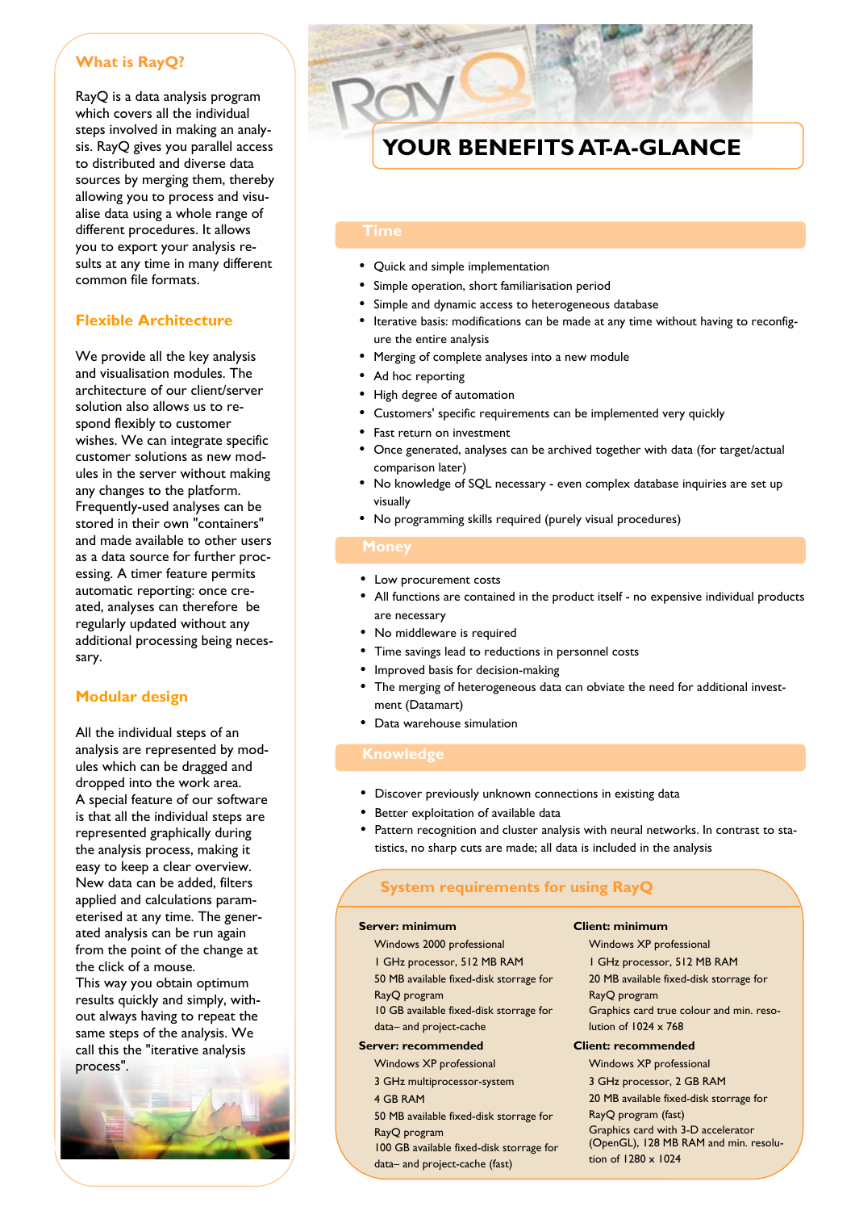## What is RayQ?

RayQ is a data analysis program which covers all the individual steps involved in making an analysis. RayQ gives you parallel access to distributed and diverse data sources by merging them, thereby allowing you to process and visualise data using a whole range of different procedures. It allows you to export your analysis results at any time in many different common file formats.

## Flexible Architecture

We provide all the key analysis and visualisation modules. The architecture of our client/server solution also allows us to respond flexibly to customer wishes. We can integrate specific customer solutions as new modules in the server without making any changes to the platform. Frequently-used analyses can be stored in their own "containers" and made available to other users as a data source for further processing. A timer feature permits automatic reporting: once created, analyses can therefore be regularly updated without any additional processing being necessary.

## Modular design

All the individual steps of an analysis are represented by modules which can be dragged and dropped into the work area. A special feature of our software is that all the individual steps are represented graphically during the analysis process, making it easy to keep a clear overview. New data can be added, filters applied and calculations parameterised at any time. The generated analysis can be run again from the point of the change at the click of a mouse.
This way you obtain optimum results quickly and simply, without always having to repeat the same steps of the analysis. We call this the "iterative analysis process".

# YOUR BENEFITS AT-A-GLANCE

## Time

- Quick and simple implementation
- Simple operation, short familiarisation period
- Simple and dynamic access to heterogeneous database
- Iterative basis: modifications can be made at any time without having to reconfigure the entire analysis
- Merging of complete analyses into a new module
- Ad hoc reporting
- High degree of automation
- Customers' specific requirements can be implemented very quickly
- Fast return on investment
- Once generated, analyses can be archived together with data (for target/actual comparison later)
- No knowledge of SQL necessary - even complex database inquiries are set up visually
- No programming skills required (purely visual procedures)

## Money

- Low procurement costs
- All functions are contained in the product itself - no expensive individual products are necessary
- No middleware is required
- Time savings lead to reductions in personnel costs
- Improved basis for decision-making
- The merging of heterogeneous data can obviate the need for additional investment (Datamart)
- Data warehouse simulation

## Knowledge

- Discover previously unknown connections in existing data
- Better exploitation of available data
- Pattern recognition and cluster analysis with neural networks. In contrast to statistics, no sharp cuts are made; all data is included in the analysis

## System requirements for using RayQ

**Server: minimum**

- Windows 2000 professional
- 1 GHz processor, 512 MB RAM
- 50 MB available fixed-disk storrage for RayQ program
- 10 GB available fixed-disk storrage for data– and project-cache

**Server: recommended**

- Windows XP professional
- 3 GHz multiprocessor-system
- 4 GB RAM
- 50 MB available fixed-disk storrage for RayQ program
- 100 GB available fixed-disk storrage for data– and project-cache (fast)

**Client: minimum**

- Windows XP professional
- 1 GHz processor, 512 MB RAM
- 20 MB available fixed-disk storrage for RayQ program
- Graphics card true colour and min. resolution of 1024 x 768

**Client: recommended**

- Windows XP professional
- 3 GHz processor, 2 GB RAM
- 20 MB available fixed-disk storrage for RayQ program (fast)
- Graphics card with 3-D accelerator (OpenGL), 128 MB RAM and min. resolution of 1280 x 1024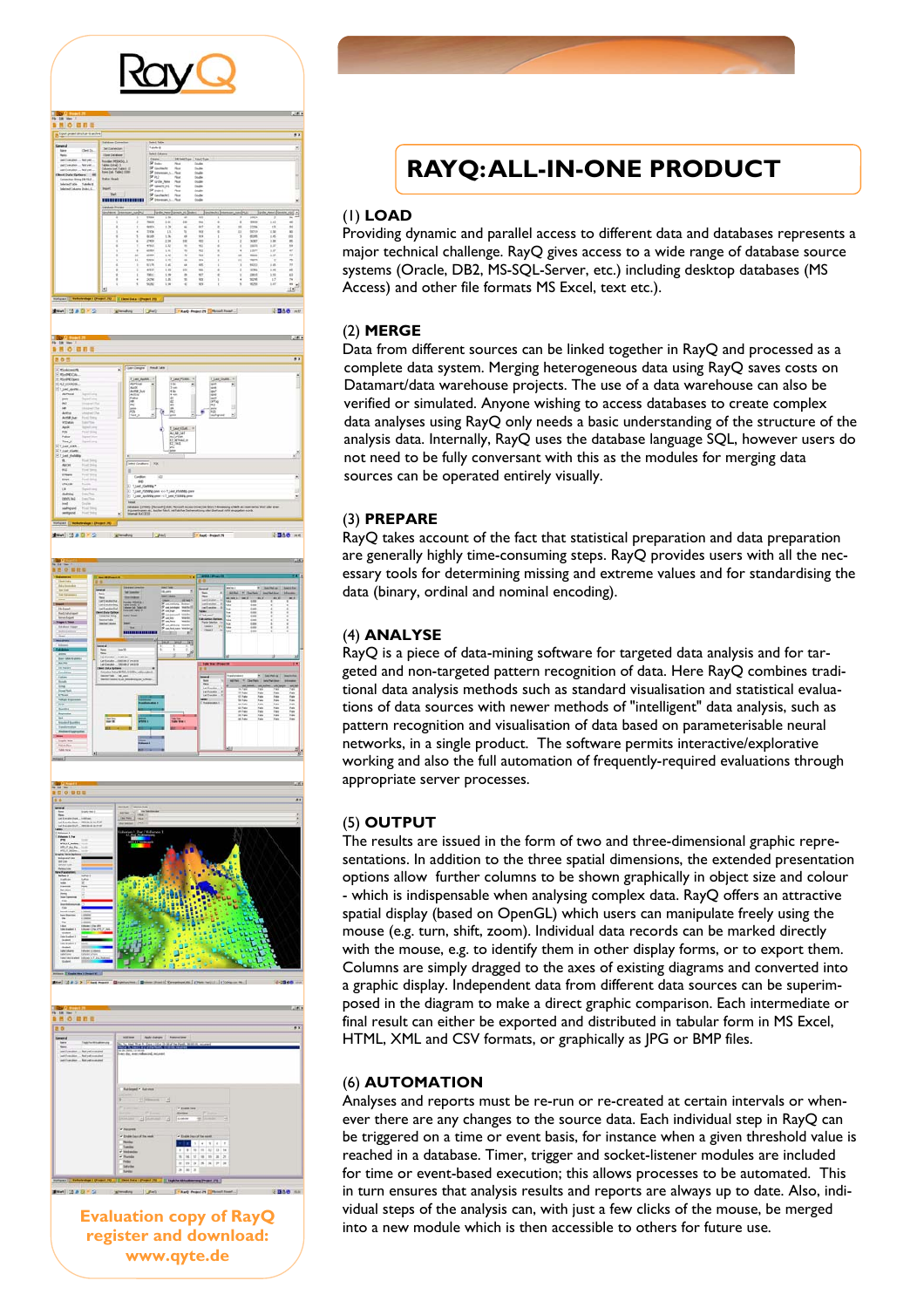RayQ

# RAYQ:ALL-IN-ONE PRODUCT

## (1) LOAD

Providing dynamic and parallel access to different data and databases represents a major technical challenge. RayQ gives access to a wide range of database source systems (Oracle, DB2, MS-SQL-Server, etc.) including desktop databases (MS Access) and other file formats MS Excel, text etc.).

## (2) MERGE

Data from different sources can be linked together in RayQ and processed as a complete data system. Merging heterogeneous data using RayQ saves costs on Datamart/data warehouse projects. The use of a data warehouse can also be verified or simulated. Anyone wishing to access databases to create complex data analyses using RayQ only needs a basic understanding of the structure of the analysis data. Internally, RayQ uses the database language SQL, however users do not need to be fully conversant with this as the modules for merging data sources can be operated entirely visually.

## (3) PREPARE

RayQ takes account of the fact that statistical preparation and data preparation are generally highly time-consuming steps. RayQ provides users with all the necessary tools for determining missing and extreme values and for standardising the data (binary, ordinal and nominal encoding).

## (4) ANALYSE

RayQ is a piece of data-mining software for targeted data analysis and for targeted and non-targeted pattern recognition of data. Here RayQ combines traditional data analysis methods such as standard visualisation and statistical evaluations of data sources with newer methods of "intelligent" data analysis, such as pattern recognition and visualisation of data based on parameterisable neural networks, in a single product. The software permits interactive/explorative working and also the full automation of frequently-required evaluations through appropriate server processes.

## (5) OUTPUT

The results are issued in the form of two and three-dimensional graphic representations. In addition to the three spatial dimensions, the extended presentation options allow further columns to be shown graphically in object size and colour - which is indispensable when analysing complex data. RayQ offers an attractive spatial display (based on OpenGL) which users can manipulate freely using the mouse (e.g. turn, shift, zoom). Individual data records can be marked directly with the mouse, e.g. to identify them in other display forms, or to export them. Columns are simply dragged to the axes of existing diagrams and converted into a graphic display. Independent data from different data sources can be superimposed in the diagram to make a direct graphic comparison. Each intermediate or final result can either be exported and distributed in tabular form in MS Excel, HTML, XML and CSV formats, or graphically as JPG or BMP files.

## (6) AUTOMATION

Analyses and reports must be re-run or re-created at certain intervals or whenever there are any changes to the source data. Each individual step in RayQ can be triggered on a time or event basis, for instance when a given threshold value is reached in a database. Timer, trigger and socket-listener modules are included for time or event-based execution; this allows processes to be automated. This in turn ensures that analysis results and reports are always up to date. Also, individual steps of the analysis can, with just a few clicks of the mouse, be merged into a new module which is then accessible to others for future use.

**Evaluation copy of RayQ register and download: www.qyte.de**